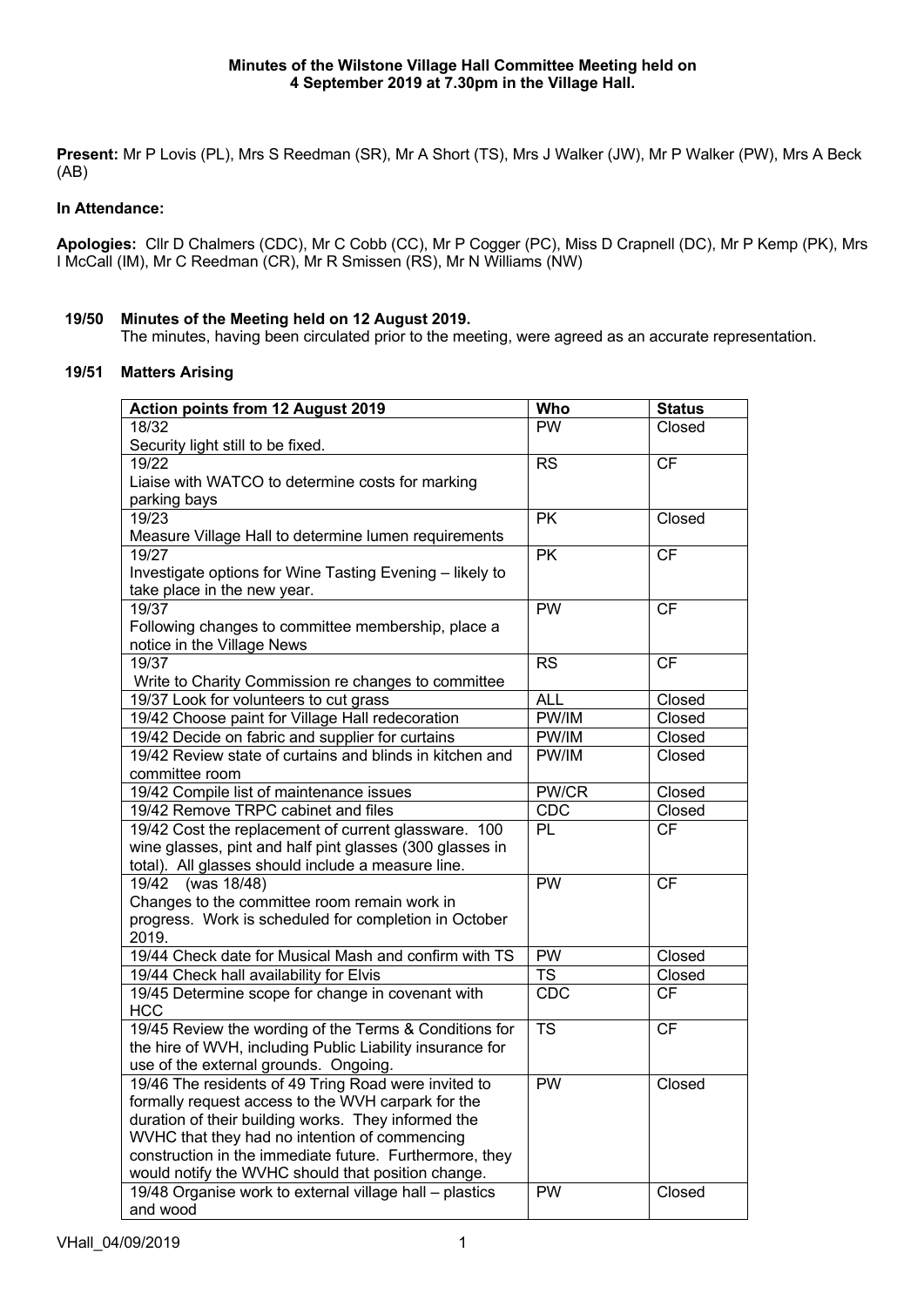**Minutes of the Wilstone Village Hall Committee Meeting held on 4 September 2019 at 7.30pm in the Village Hall.**

**Present:** Mr P Lovis (PL), Mrs S Reedman (SR), Mr A Short (TS), Mrs J Walker (JW), Mr P Walker (PW), Mrs A Beck (AB)

**In Attendance:**

**Apologies:** Cllr D Chalmers (CDC), Mr C Cobb (CC), Mr P Cogger (PC), Miss D Crapnell (DC), Mr P Kemp (PK), Mrs I McCall (IM), Mr C Reedman (CR), Mr R Smissen (RS), Mr N Williams (NW)

**19/50 Minutes of the Meeting held on 12 August 2019.**

The minutes, having been circulated prior to the meeting, were agreed as an accurate representation.

**19/51 Matters Arising**

| **Action points from 12 August 2019** | **Who** | **Status** |
|---|---|---|
| 18/32 Security light still to be fixed. | PW | Closed |
| 19/22 Liaise with WATCO to determine costs for marking parking bays | RS | CF |
| 19/23 Measure Village Hall to determine lumen requirements | PK | Closed |
| 19/27 Investigate options for Wine Tasting Evening – likely to take place in the new year. | PK | CF |
| 19/37 Following changes to committee membership, place a notice in the Village News | PW | CF |
| 19/37 Write to Charity Commission re changes to committee | RS | CF |
| 19/37 Look for volunteers to cut grass | ALL | Closed |
| 19/42 Choose paint for Village Hall redecoration | PW/IM | Closed |
| 19/42 Decide on fabric and supplier for curtains | PW/IM | Closed |
| 19/42 Review state of curtains and blinds in kitchen and committee room | PW/IM | Closed |
| 19/42 Compile list of maintenance issues | PW/CR | Closed |
| 19/42 Remove TRPC cabinet and files | CDC | Closed |
| 19/42 Cost the replacement of current glassware. 100 wine glasses, pint and half pint glasses (300 glasses in total). All glasses should include a measure line. | PL | CF |
| 19/42 (was 18/48) Changes to the committee room remain work in progress. Work is scheduled for completion in October 2019. | PW | CF |
| 19/44 Check date for Musical Mash and confirm with TS | PW | Closed |
| 19/44 Check hall availability for Elvis | TS | Closed |
| 19/45 Determine scope for change in covenant with HCC | CDC | CF |
| 19/45 Review the wording of the Terms & Conditions for the hire of WVH, including Public Liability insurance for use of the external grounds. Ongoing. | TS | CF |
| 19/46 The residents of 49 Tring Road were invited to formally request access to the WVH carpark for the duration of their building works. They informed the WVHC that they had no intention of commencing construction in the immediate future. Furthermore, they would notify the WVHC should that position change. | PW | Closed |
| 19/48 Organise work to external village hall – plastics and wood | PW | Closed |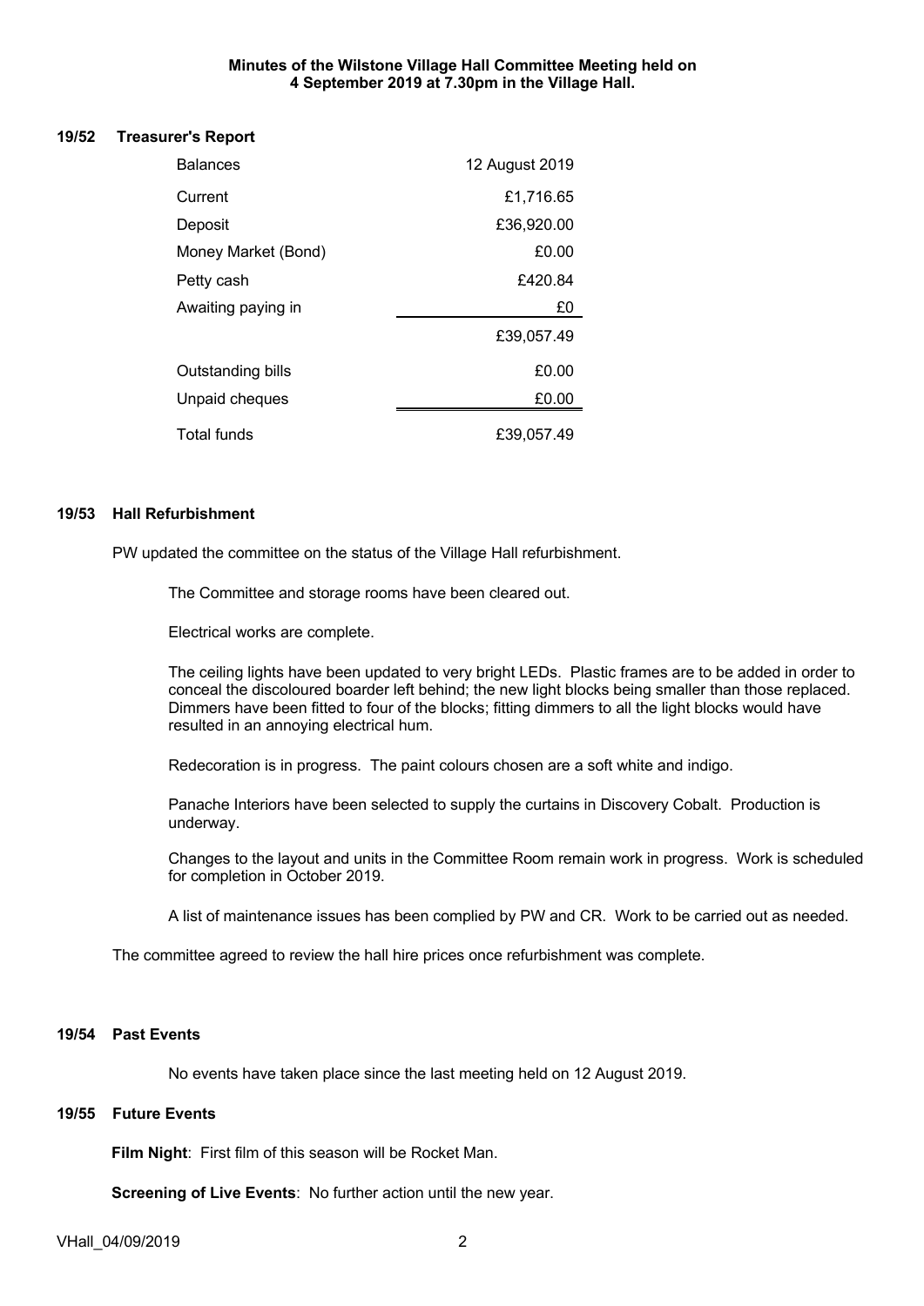**Minutes of the Wilstone Village Hall Committee Meeting held on 4 September 2019 at 7.30pm in the Village Hall.**

## 19/52 Treasurer's Report

| Balances | 12 August 2019 |
|---|---|
| Current | £1,716.65 |
| Deposit | £36,920.00 |
| Money Market (Bond) | £0.00 |
| Petty cash | £420.84 |
| Awaiting paying in | £0 |
| | £39,057.49 |
| Outstanding bills | £0.00 |
| Unpaid cheques | £0.00 |
| Total funds | £39,057.49 |

## 19/53 Hall Refurbishment

PW updated the committee on the status of the Village Hall refurbishment.

The Committee and storage rooms have been cleared out.

Electrical works are complete.

The ceiling lights have been updated to very bright LEDs. Plastic frames are to be added in order to conceal the discoloured boarder left behind; the new light blocks being smaller than those replaced. Dimmers have been fitted to four of the blocks; fitting dimmers to all the light blocks would have resulted in an annoying electrical hum.

Redecoration is in progress. The paint colours chosen are a soft white and indigo.

Panache Interiors have been selected to supply the curtains in Discovery Cobalt. Production is underway.

Changes to the layout and units in the Committee Room remain work in progress. Work is scheduled for completion in October 2019.

A list of maintenance issues has been complied by PW and CR. Work to be carried out as needed.

The committee agreed to review the hall hire prices once refurbishment was complete.

## 19/54 Past Events

No events have taken place since the last meeting held on 12 August 2019.

## 19/55 Future Events

**Film Night**: First film of this season will be Rocket Man.

**Screening of Live Events**: No further action until the new year.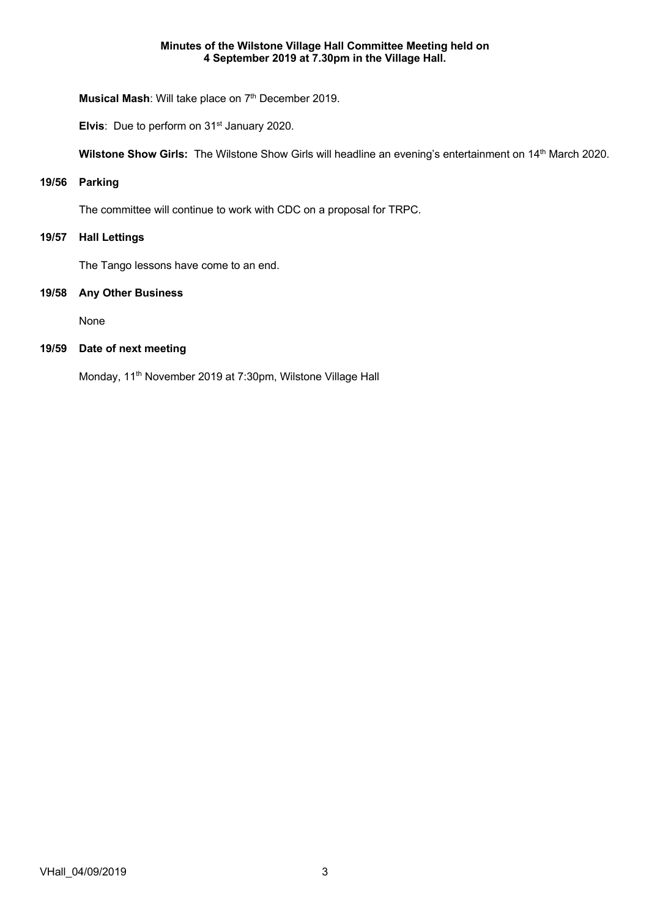**Minutes of the Wilstone Village Hall Committee Meeting held on 4 September 2019 at 7.30pm in the Village Hall.**

**Musical Mash**: Will take place on 7th December 2019.

**Elvis**: Due to perform on 31st January 2020.

**Wilstone Show Girls:** The Wilstone Show Girls will headline an evening's entertainment on 14th March 2020.

**19/56 Parking**

The committee will continue to work with CDC on a proposal for TRPC.

**19/57 Hall Lettings**

The Tango lessons have come to an end.

**19/58 Any Other Business**

None

**19/59 Date of next meeting**

Monday, 11th November 2019 at 7:30pm, Wilstone Village Hall

VHall_04/09/2019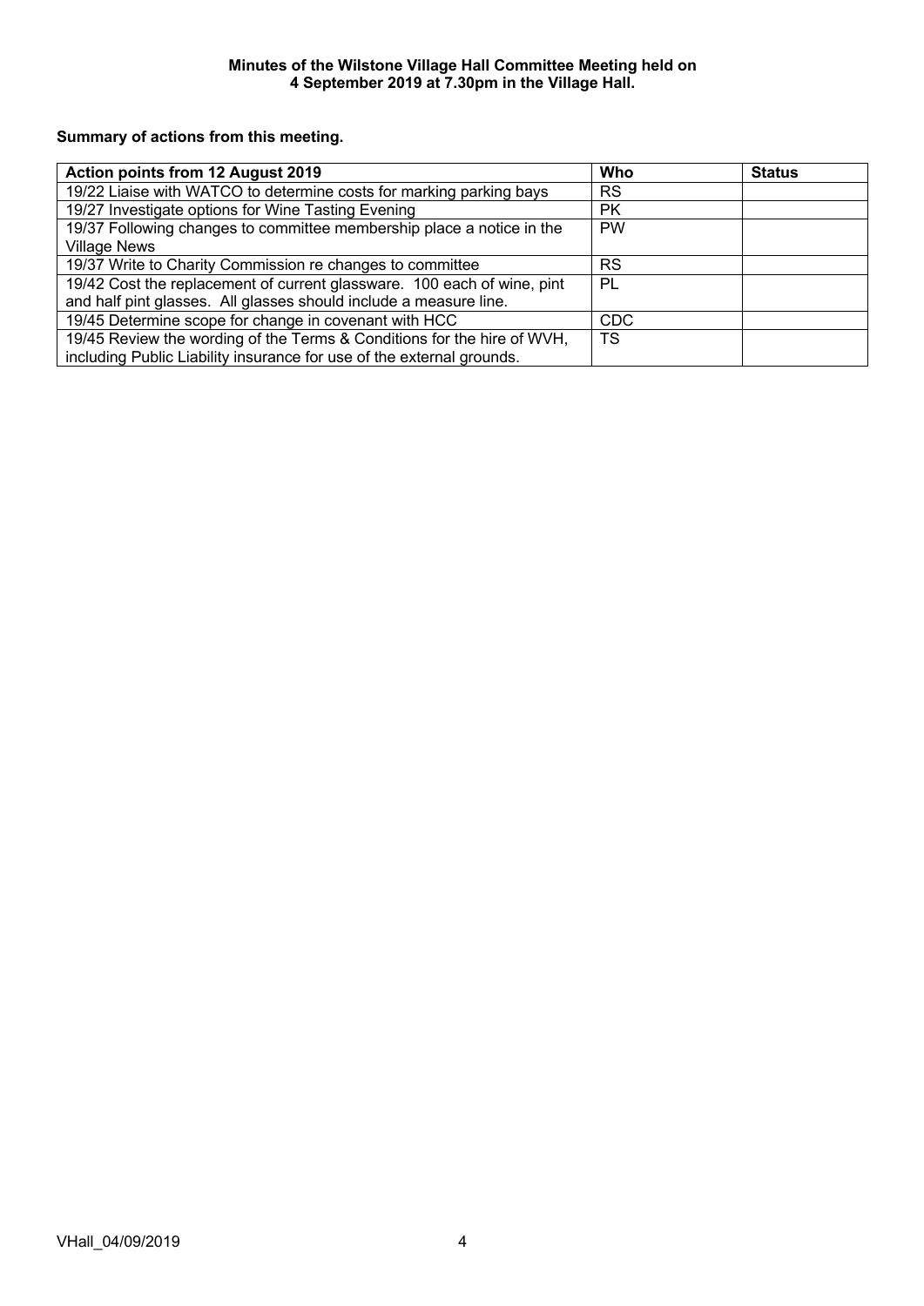**Minutes of the Wilstone Village Hall Committee Meeting held on 4 September 2019 at 7.30pm in the Village Hall.**

**Summary of actions from this meeting.**

| Action points from 12 August 2019 | Who | Status |
|---|---|---|
| 19/22 Liaise with WATCO to determine costs for marking parking bays | RS | |
| 19/27 Investigate options for Wine Tasting Evening | PK | |
| 19/37 Following changes to committee membership place a notice in the Village News | PW | |
| 19/37 Write to Charity Commission re changes to committee | RS | |
| 19/42 Cost the replacement of current glassware. 100 each of wine, pint and half pint glasses. All glasses should include a measure line. | PL | |
| 19/45 Determine scope for change in covenant with HCC | CDC | |
| 19/45 Review the wording of the Terms & Conditions for the hire of WVH, including Public Liability insurance for use of the external grounds. | TS | |